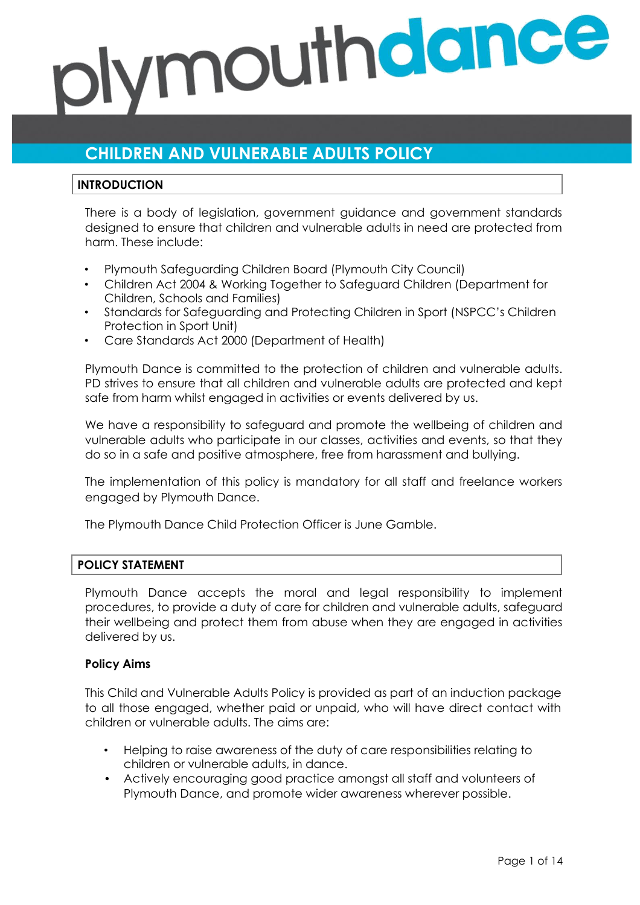# CHILDREN AND VULNERABLE ADULTS POLICY

## INTRODUCTION

There is a body of legislation, government guidance and government standards designed to ensure that children and vulnerable adults in need are protected from harm. These include:

- Plymouth Safeguarding Children Board (Plymouth City Council)
- Children Act 2004 & Working Together to Safeguard Children (Department for Children, Schools and Families)
- Standards for Safeguarding and Protecting Children in Sport (NSPCC's Children Protection in Sport Unit)
- Care Standards Act 2000 (Department of Health)

Plymouth Dance is committed to the protection of children and vulnerable adults. PD strives to ensure that all children and vulnerable adults are protected and kept safe from harm whilst engaged in activities or events delivered by us.

We have a responsibility to safeguard and promote the wellbeing of children and vulnerable adults who participate in our classes, activities and events, so that they do so in a safe and positive atmosphere, free from harassment and bullying.

The implementation of this policy is mandatory for all staff and freelance workers engaged by Plymouth Dance.

The Plymouth Dance Child Protection Officer is June Gamble.

## POLICY STATEMENT

Plymouth Dance accepts the moral and legal responsibility to implement procedures, to provide a duty of care for children and vulnerable adults, safeguard their wellbeing and protect them from abuse when they are engaged in activities delivered by us.

**Policy Aims**

This Child and Vulnerable Adults Policy is provided as part of an induction package to all those engaged, whether paid or unpaid, who will have direct contact with children or vulnerable adults. The aims are:

- Helping to raise awareness of the duty of care responsibilities relating to children or vulnerable adults, in dance.
- Actively encouraging good practice amongst all staff and volunteers of Plymouth Dance, and promote wider awareness wherever possible.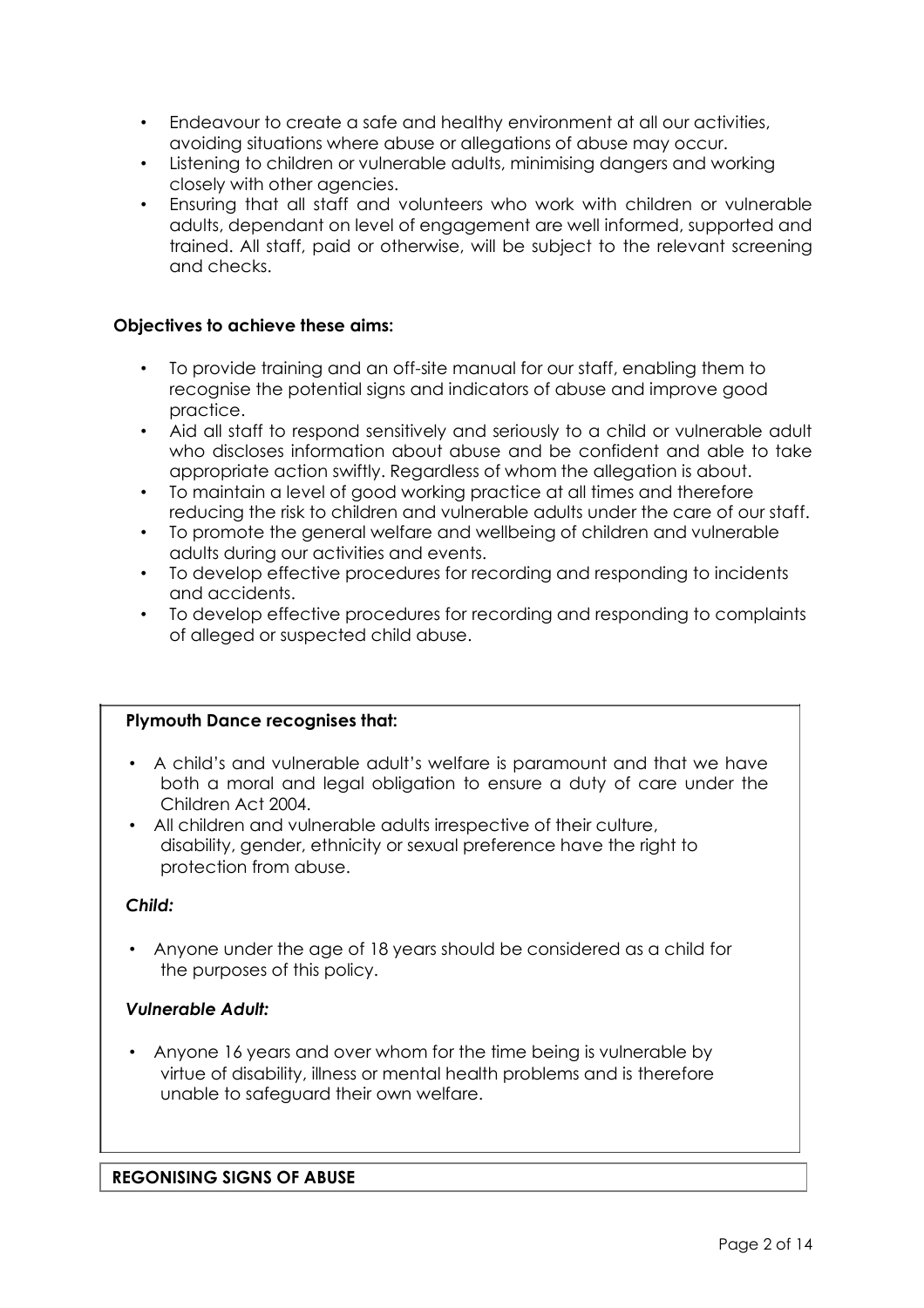- Endeavour to create a safe and healthy environment at all our activities, avoiding situations where abuse or allegations of abuse may occur.
- Listening to children or vulnerable adults, minimising dangers and working closely with other agencies.
- Ensuring that all staff and volunteers who work with children or vulnerable adults, dependant on level of engagement are well informed, supported and trained. All staff, paid or otherwise, will be subject to the relevant screening and checks.

**Objectives to achieve these aims:**

- To provide training and an off-site manual for our staff, enabling them to recognise the potential signs and indicators of abuse and improve good practice.
- Aid all staff to respond sensitively and seriously to a child or vulnerable adult who discloses information about abuse and be confident and able to take appropriate action swiftly. Regardless of whom the allegation is about.
- To maintain a level of good working practice at all times and therefore reducing the risk to children and vulnerable adults under the care of our staff.
- To promote the general welfare and wellbeing of children and vulnerable adults during our activities and events.
- To develop effective procedures for recording and responding to incidents and accidents.
- To develop effective procedures for recording and responding to complaints of alleged or suspected child abuse.

**Plymouth Dance recognises that:**

- A child's and vulnerable adult's welfare is paramount and that we have both a moral and legal obligation to ensure a duty of care under the Children Act 2004.
- All children and vulnerable adults irrespective of their culture, disability, gender, ethnicity or sexual preference have the right to protection from abuse.

***Child:***

- Anyone under the age of 18 years should be considered as a child for the purposes of this policy.

***Vulnerable Adult:***

- Anyone 16 years and over whom for the time being is vulnerable by virtue of disability, illness or mental health problems and is therefore unable to safeguard their own welfare.

**REGONISING SIGNS OF ABUSE**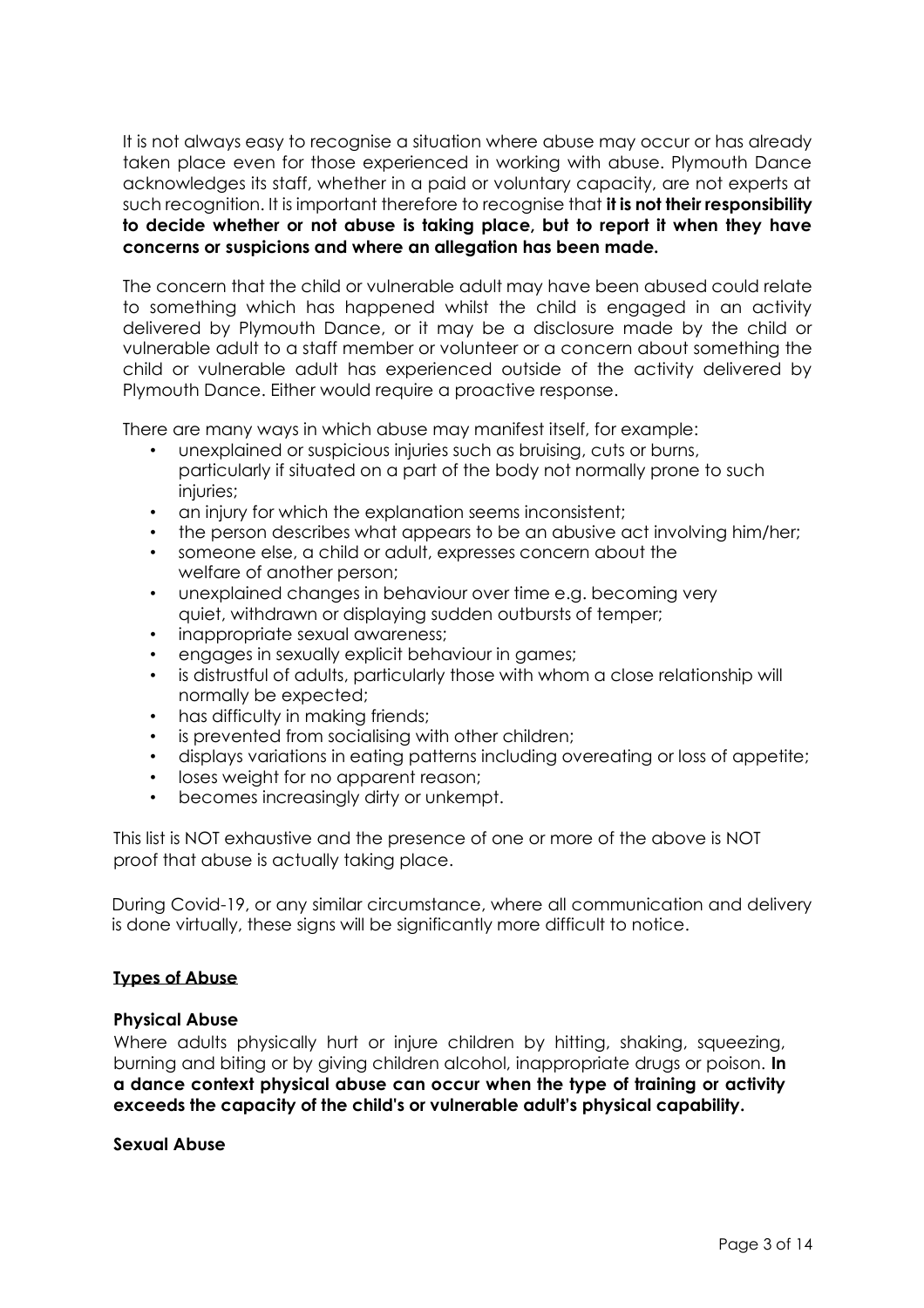It is not always easy to recognise a situation where abuse may occur or has already taken place even for those experienced in working with abuse. Plymouth Dance acknowledges its staff, whether in a paid or voluntary capacity, are not experts at such recognition. It is important therefore to recognise that **it is not their responsibility to decide whether or not abuse is taking place, but to report it when they have concerns or suspicions and where an allegation has been made.**

The concern that the child or vulnerable adult may have been abused could relate to something which has happened whilst the child is engaged in an activity delivered by Plymouth Dance, or it may be a disclosure made by the child or vulnerable adult to a staff member or volunteer or a concern about something the child or vulnerable adult has experienced outside of the activity delivered by Plymouth Dance. Either would require a proactive response.

There are many ways in which abuse may manifest itself, for example:

- unexplained or suspicious injuries such as bruising, cuts or burns, particularly if situated on a part of the body not normally prone to such injuries;
- an injury for which the explanation seems inconsistent;
- the person describes what appears to be an abusive act involving him/her;
- someone else, a child or adult, expresses concern about the welfare of another person;
- unexplained changes in behaviour over time e.g. becoming very quiet, withdrawn or displaying sudden outbursts of temper;
- inappropriate sexual awareness;
- engages in sexually explicit behaviour in games;
- is distrustful of adults, particularly those with whom a close relationship will normally be expected;
- has difficulty in making friends;
- is prevented from socialising with other children;
- displays variations in eating patterns including overeating or loss of appetite;
- loses weight for no apparent reason;
- becomes increasingly dirty or unkempt.

This list is NOT exhaustive and the presence of one or more of the above is NOT proof that abuse is actually taking place.

During Covid-19, or any similar circumstance, where all communication and delivery is done virtually, these signs will be significantly more difficult to notice.

## Types of Abuse

### Physical Abuse

Where adults physically hurt or injure children by hitting, shaking, squeezing, burning and biting or by giving children alcohol, inappropriate drugs or poison. **In a dance context physical abuse can occur when the type of training or activity exceeds the capacity of the child's or vulnerable adult's physical capability.**

### Sexual Abuse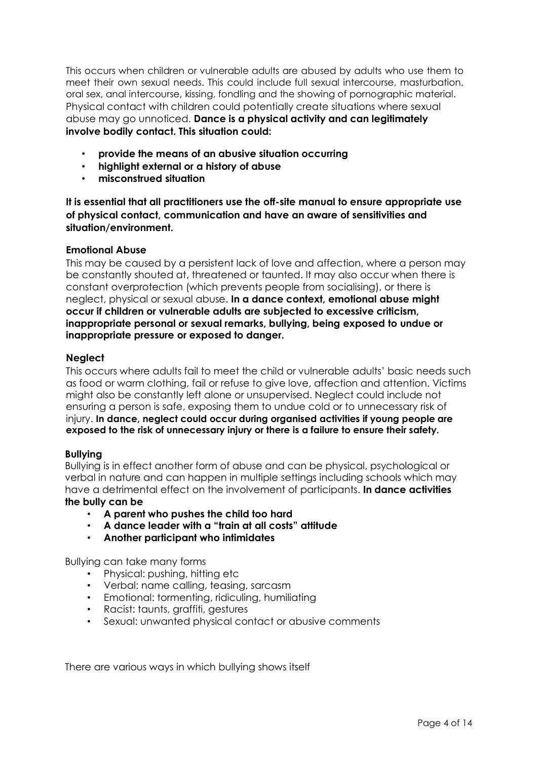This occurs when children or vulnerable adults are abused by adults who use them to meet their own sexual needs. This could include full sexual intercourse, masturbation, oral sex, anal intercourse, kissing, fondling and the showing of pornographic material. Physical contact with children could potentially create situations where sexual abuse may go unnoticed. **Dance is a physical activity and can legitimately involve bodily contact. This situation could:**

- **provide the means of an abusive situation occurring**
- **highlight external or a history of abuse**
- **misconstrued situation**

**It is essential that all practitioners use the off-site manual to ensure appropriate use of physical contact, communication and have an aware of sensitivities and situation/environment.**

### Emotional Abuse

This may be caused by a persistent lack of love and affection, where a person may be constantly shouted at, threatened or taunted. It may also occur when there is constant overprotection (which prevents people from socialising), or there is neglect, physical or sexual abuse. **In a dance context, emotional abuse might occur if children or vulnerable adults are subjected to excessive criticism, inappropriate personal or sexual remarks, bullying, being exposed to undue or inappropriate pressure or exposed to danger.**

### Neglect

This occurs where adults fail to meet the child or vulnerable adults' basic needs such as food or warm clothing, fail or refuse to give love, affection and attention. Victims might also be constantly left alone or unsupervised. Neglect could include not ensuring a person is safe, exposing them to undue cold or to unnecessary risk of injury. **In dance, neglect could occur during organised activities if young people are exposed to the risk of unnecessary injury or there is a failure to ensure their safety.**

### Bullying

Bullying is in effect another form of abuse and can be physical, psychological or verbal in nature and can happen in multiple settings including schools which may have a detrimental effect on the involvement of participants. **In dance activities the bully can be**

- **A parent who pushes the child too hard**
- **A dance leader with a "train at all costs" attitude**
- **Another participant who intimidates**

Bullying can take many forms

- Physical: pushing, hitting etc
- Verbal: name calling, teasing, sarcasm
- Emotional: tormenting, ridiculing, humiliating
- Racist: taunts, graffiti, gestures
- Sexual: unwanted physical contact or abusive comments

There are various ways in which bullying shows itself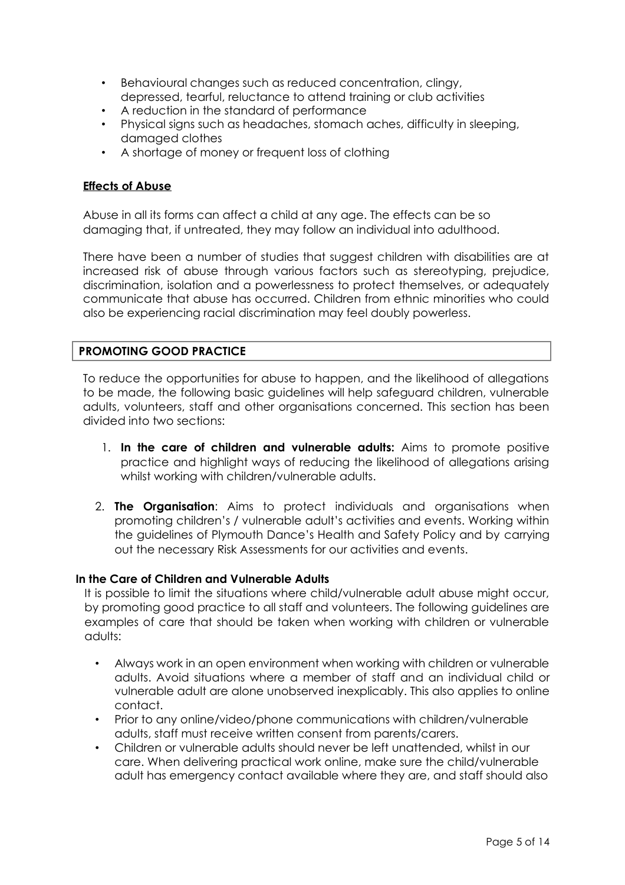- Behavioural changes such as reduced concentration, clingy, depressed, tearful, reluctance to attend training or club activities
- A reduction in the standard of performance
- Physical signs such as headaches, stomach aches, difficulty in sleeping, damaged clothes
- A shortage of money or frequent loss of clothing

### Effects of Abuse

Abuse in all its forms can affect a child at any age. The effects can be so damaging that, if untreated, they may follow an individual into adulthood.

There have been a number of studies that suggest children with disabilities are at increased risk of abuse through various factors such as stereotyping, prejudice, discrimination, isolation and a powerlessness to protect themselves, or adequately communicate that abuse has occurred. Children from ethnic minorities who could also be experiencing racial discrimination may feel doubly powerless.

## PROMOTING GOOD PRACTICE

To reduce the opportunities for abuse to happen, and the likelihood of allegations to be made, the following basic guidelines will help safeguard children, vulnerable adults, volunteers, staff and other organisations concerned. This section has been divided into two sections:

1. **In the care of children and vulnerable adults:** Aims to promote positive practice and highlight ways of reducing the likelihood of allegations arising whilst working with children/vulnerable adults.
2. **The Organisation**: Aims to protect individuals and organisations when promoting children's / vulnerable adult's activities and events. Working within the guidelines of Plymouth Dance's Health and Safety Policy and by carrying out the necessary Risk Assessments for our activities and events.

### In the Care of Children and Vulnerable Adults

It is possible to limit the situations where child/vulnerable adult abuse might occur, by promoting good practice to all staff and volunteers. The following guidelines are examples of care that should be taken when working with children or vulnerable adults:

- Always work in an open environment when working with children or vulnerable adults. Avoid situations where a member of staff and an individual child or vulnerable adult are alone unobserved inexplicably. This also applies to online contact.
- Prior to any online/video/phone communications with children/vulnerable adults, staff must receive written consent from parents/carers.
- Children or vulnerable adults should never be left unattended, whilst in our care. When delivering practical work online, make sure the child/vulnerable adult has emergency contact available where they are, and staff should also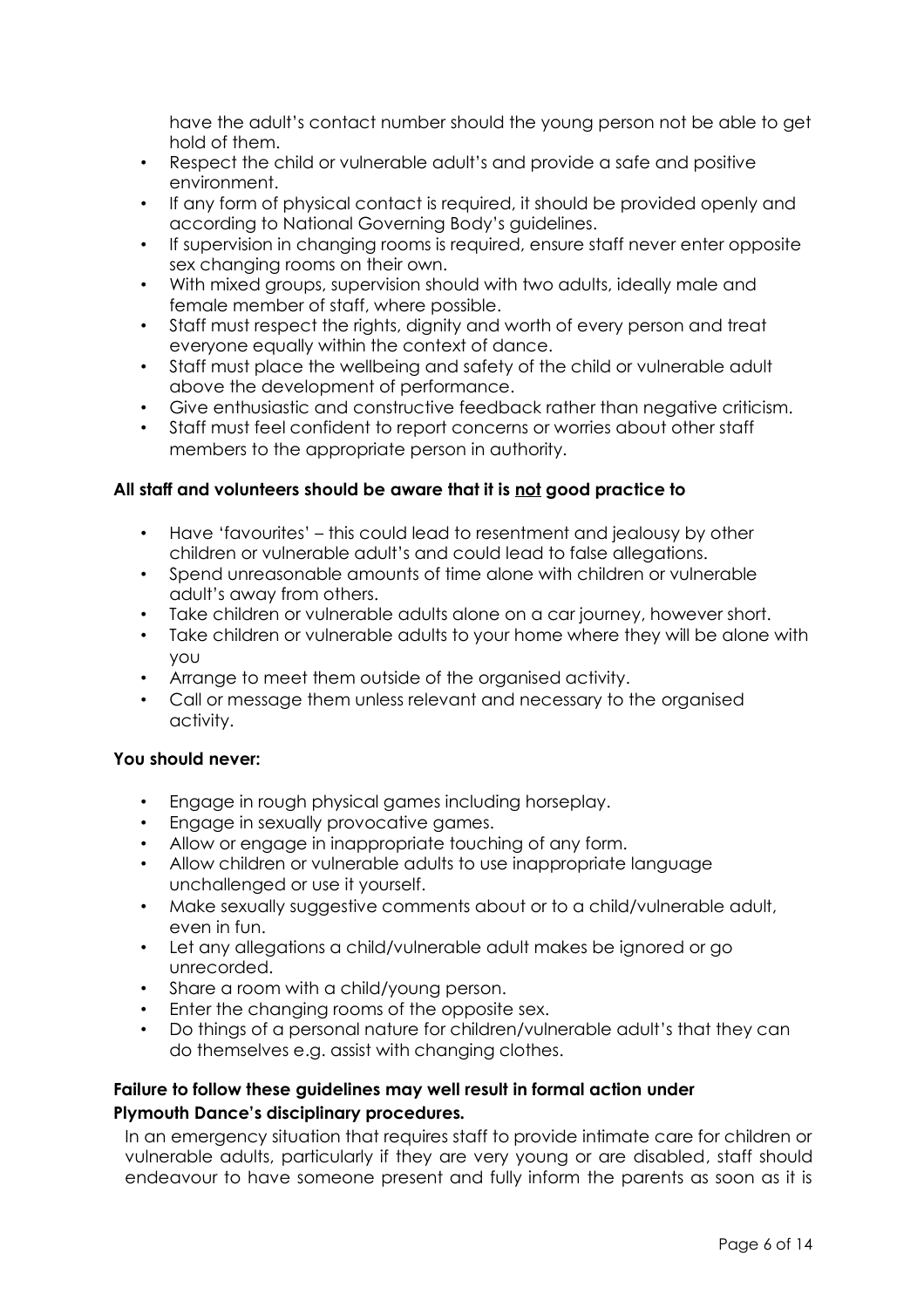have the adult's contact number should the young person not be able to get hold of them.

- Respect the child or vulnerable adult's and provide a safe and positive environment.
- If any form of physical contact is required, it should be provided openly and according to National Governing Body's guidelines.
- If supervision in changing rooms is required, ensure staff never enter opposite sex changing rooms on their own.
- With mixed groups, supervision should with two adults, ideally male and female member of staff, where possible.
- Staff must respect the rights, dignity and worth of every person and treat everyone equally within the context of dance.
- Staff must place the wellbeing and safety of the child or vulnerable adult above the development of performance.
- Give enthusiastic and constructive feedback rather than negative criticism.
- Staff must feel confident to report concerns or worries about other staff members to the appropriate person in authority.

**All staff and volunteers should be aware that it is <u>not</u> good practice to**

- Have 'favourites' – this could lead to resentment and jealousy by other children or vulnerable adult's and could lead to false allegations.
- Spend unreasonable amounts of time alone with children or vulnerable adult's away from others.
- Take children or vulnerable adults alone on a car journey, however short.
- Take children or vulnerable adults to your home where they will be alone with you
- Arrange to meet them outside of the organised activity.
- Call or message them unless relevant and necessary to the organised activity.

**You should never:**

- Engage in rough physical games including horseplay.
- Engage in sexually provocative games.
- Allow or engage in inappropriate touching of any form.
- Allow children or vulnerable adults to use inappropriate language unchallenged or use it yourself.
- Make sexually suggestive comments about or to a child/vulnerable adult, even in fun.
- Let any allegations a child/vulnerable adult makes be ignored or go unrecorded.
- Share a room with a child/young person.
- Enter the changing rooms of the opposite sex.
- Do things of a personal nature for children/vulnerable adult's that they can do themselves e.g. assist with changing clothes.

**Failure to follow these guidelines may well result in formal action under Plymouth Dance's disciplinary procedures.**

In an emergency situation that requires staff to provide intimate care for children or vulnerable adults, particularly if they are very young or are disabled, staff should endeavour to have someone present and fully inform the parents as soon as it is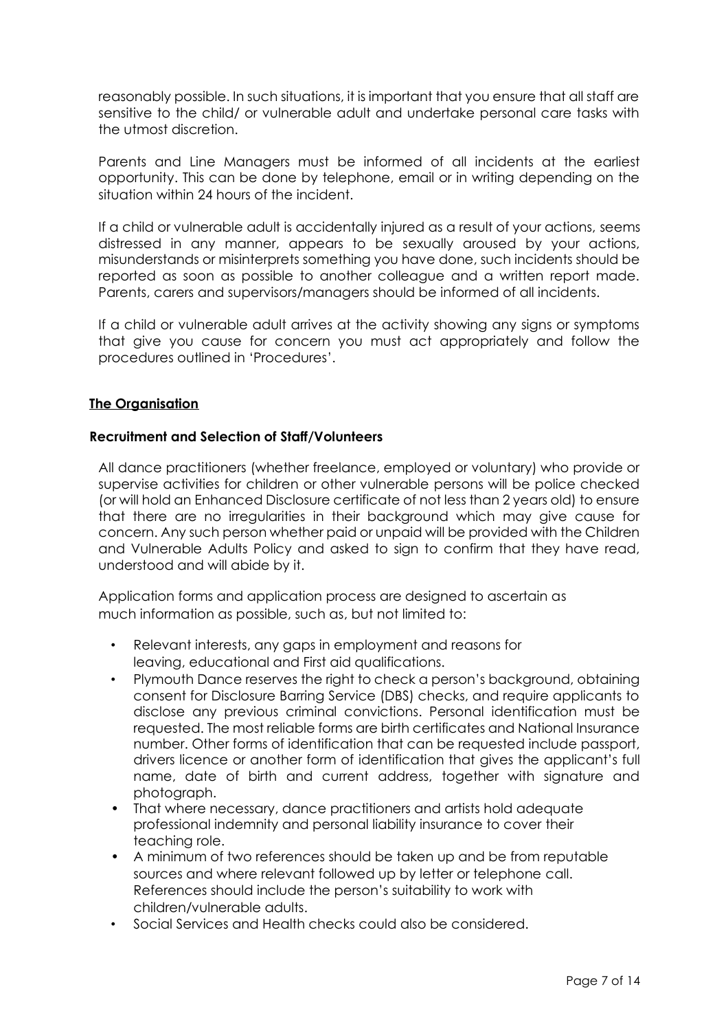reasonably possible. In such situations, it is important that you ensure that all staff are sensitive to the child/ or vulnerable adult and undertake personal care tasks with the utmost discretion.

Parents and Line Managers must be informed of all incidents at the earliest opportunity. This can be done by telephone, email or in writing depending on the situation within 24 hours of the incident.

If a child or vulnerable adult is accidentally injured as a result of your actions, seems distressed in any manner, appears to be sexually aroused by your actions, misunderstands or misinterprets something you have done, such incidents should be reported as soon as possible to another colleague and a written report made. Parents, carers and supervisors/managers should be informed of all incidents.

If a child or vulnerable adult arrives at the activity showing any signs or symptoms that give you cause for concern you must act appropriately and follow the procedures outlined in 'Procedures'.

## The Organisation

### Recruitment and Selection of Staff/Volunteers

All dance practitioners (whether freelance, employed or voluntary) who provide or supervise activities for children or other vulnerable persons will be police checked (or will hold an Enhanced Disclosure certificate of not less than 2 years old) to ensure that there are no irregularities in their background which may give cause for concern. Any such person whether paid or unpaid will be provided with the Children and Vulnerable Adults Policy and asked to sign to confirm that they have read, understood and will abide by it.

Application forms and application process are designed to ascertain as much information as possible, such as, but not limited to:

- Relevant interests, any gaps in employment and reasons for leaving, educational and First aid qualifications.
- Plymouth Dance reserves the right to check a person's background, obtaining consent for Disclosure Barring Service (DBS) checks, and require applicants to disclose any previous criminal convictions. Personal identification must be requested. The most reliable forms are birth certificates and National Insurance number. Other forms of identification that can be requested include passport, drivers licence or another form of identification that gives the applicant's full name, date of birth and current address, together with signature and photograph.
- That where necessary, dance practitioners and artists hold adequate professional indemnity and personal liability insurance to cover their teaching role.
- A minimum of two references should be taken up and be from reputable sources and where relevant followed up by letter or telephone call. References should include the person's suitability to work with children/vulnerable adults.
- Social Services and Health checks could also be considered.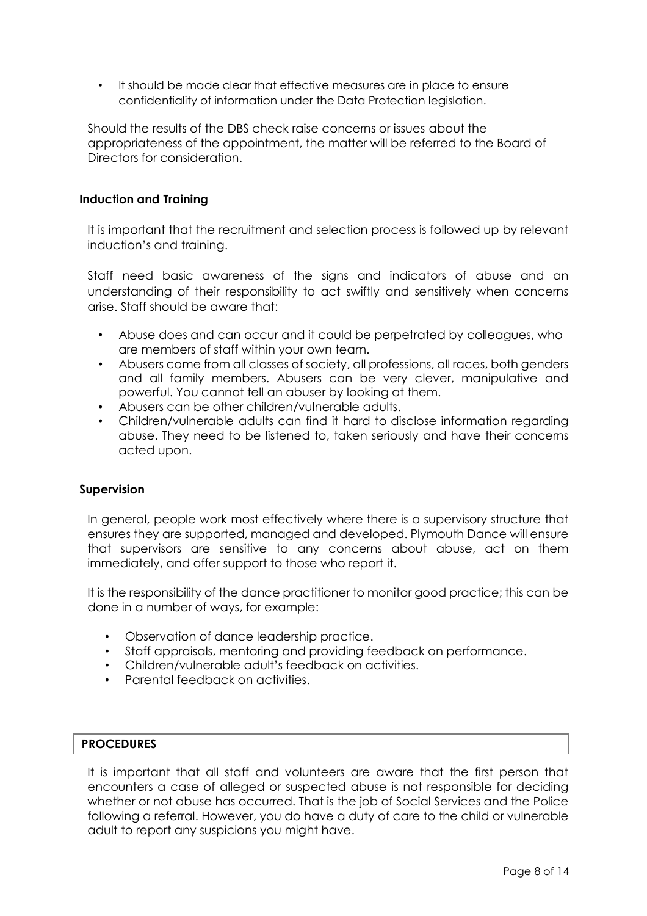- It should be made clear that effective measures are in place to ensure confidentiality of information under the Data Protection legislation.

Should the results of the DBS check raise concerns or issues about the appropriateness of the appointment, the matter will be referred to the Board of Directors for consideration.

**Induction and Training**

It is important that the recruitment and selection process is followed up by relevant induction's and training.

Staff need basic awareness of the signs and indicators of abuse and an understanding of their responsibility to act swiftly and sensitively when concerns arise. Staff should be aware that:

- Abuse does and can occur and it could be perpetrated by colleagues, who are members of staff within your own team.
- Abusers come from all classes of society, all professions, all races, both genders and all family members. Abusers can be very clever, manipulative and powerful. You cannot tell an abuser by looking at them.
- Abusers can be other children/vulnerable adults.
- Children/vulnerable adults can find it hard to disclose information regarding abuse. They need to be listened to, taken seriously and have their concerns acted upon.

**Supervision**

In general, people work most effectively where there is a supervisory structure that ensures they are supported, managed and developed. Plymouth Dance will ensure that supervisors are sensitive to any concerns about abuse, act on them immediately, and offer support to those who report it.

It is the responsibility of the dance practitioner to monitor good practice; this can be done in a number of ways, for example:

- Observation of dance leadership practice.
- Staff appraisals, mentoring and providing feedback on performance.
- Children/vulnerable adult's feedback on activities.
- Parental feedback on activities.

## PROCEDURES

It is important that all staff and volunteers are aware that the first person that encounters a case of alleged or suspected abuse is not responsible for deciding whether or not abuse has occurred. That is the job of Social Services and the Police following a referral. However, you do have a duty of care to the child or vulnerable adult to report any suspicions you might have.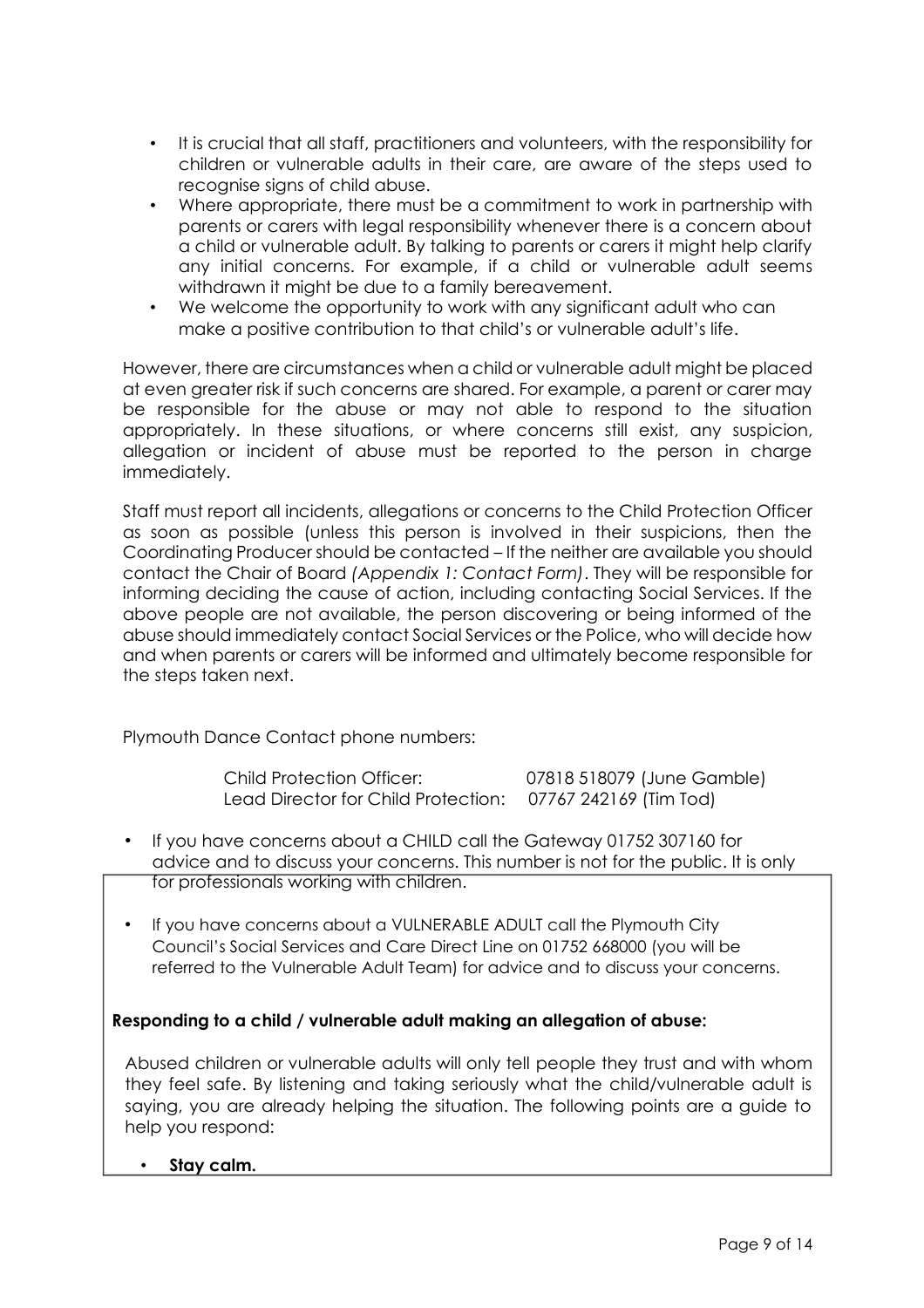- It is crucial that all staff, practitioners and volunteers, with the responsibility for children or vulnerable adults in their care, are aware of the steps used to recognise signs of child abuse.
- Where appropriate, there must be a commitment to work in partnership with parents or carers with legal responsibility whenever there is a concern about a child or vulnerable adult. By talking to parents or carers it might help clarify any initial concerns. For example, if a child or vulnerable adult seems withdrawn it might be due to a family bereavement.
- We welcome the opportunity to work with any significant adult who can make a positive contribution to that child's or vulnerable adult's life.

However, there are circumstances when a child or vulnerable adult might be placed at even greater risk if such concerns are shared. For example, a parent or carer may be responsible for the abuse or may not able to respond to the situation appropriately. In these situations, or where concerns still exist, any suspicion, allegation or incident of abuse must be reported to the person in charge immediately.

Staff must report all incidents, allegations or concerns to the Child Protection Officer as soon as possible (unless this person is involved in their suspicions, then the Coordinating Producer should be contacted – If the neither are available you should contact the Chair of Board *(Appendix 1: Contact Form)*. They will be responsible for informing deciding the cause of action, including contacting Social Services. If the above people are not available, the person discovering or being informed of the abuse should immediately contact Social Services or the Police, who will decide how and when parents or carers will be informed and ultimately become responsible for the steps taken next.

Plymouth Dance Contact phone numbers:

| | |
|---|---|
| Child Protection Officer: | 07818 518079 (June Gamble) |
| Lead Director for Child Protection: | 07767 242169 (Tim Tod) |

- If you have concerns about a CHILD call the Gateway 01752 307160 for advice and to discuss your concerns. This number is not for the public. It is only for professionals working with children.
- If you have concerns about a VULNERABLE ADULT call the Plymouth City Council's Social Services and Care Direct Line on 01752 668000 (you will be referred to the Vulnerable Adult Team) for advice and to discuss your concerns.

**Responding to a child / vulnerable adult making an allegation of abuse:**

Abused children or vulnerable adults will only tell people they trust and with whom they feel safe. By listening and taking seriously what the child/vulnerable adult is saying, you are already helping the situation. The following points are a guide to help you respond:

- **Stay calm.**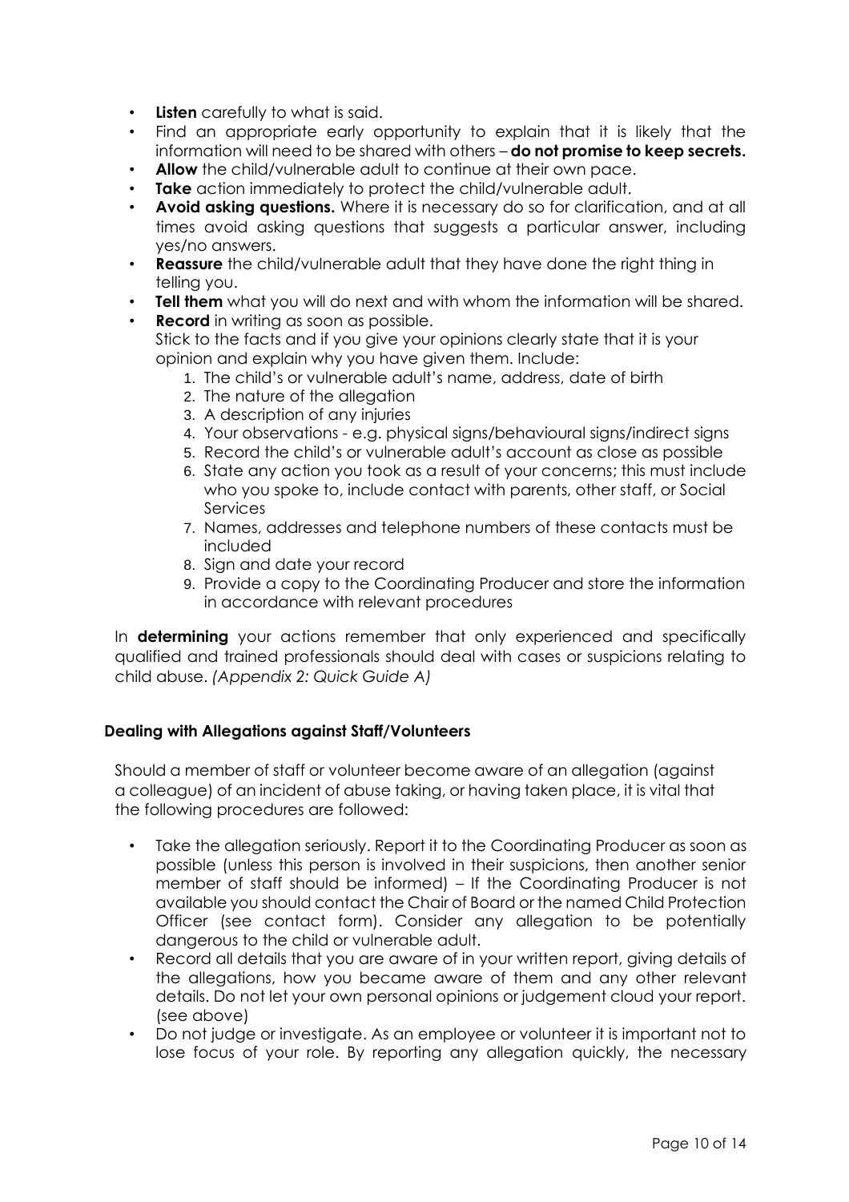- **Listen** carefully to what is said.
- Find an appropriate early opportunity to explain that it is likely that the information will need to be shared with others – **do not promise to keep secrets.**
- **Allow** the child/vulnerable adult to continue at their own pace.
- **Take** action immediately to protect the child/vulnerable adult.
- **Avoid asking questions.** Where it is necessary do so for clarification, and at all times avoid asking questions that suggests a particular answer, including yes/no answers.
- **Reassure** the child/vulnerable adult that they have done the right thing in telling you.
- **Tell them** what you will do next and with whom the information will be shared.
- **Record** in writing as soon as possible.
  Stick to the facts and if you give your opinions clearly state that it is your opinion and explain why you have given them. Include:
  1. The child's or vulnerable adult's name, address, date of birth
  2. The nature of the allegation
  3. A description of any injuries
  4. Your observations - e.g. physical signs/behavioural signs/indirect signs
  5. Record the child's or vulnerable adult's account as close as possible
  6. State any action you took as a result of your concerns; this must include who you spoke to, include contact with parents, other staff, or Social Services
  7. Names, addresses and telephone numbers of these contacts must be included
  8. Sign and date your record
  9. Provide a copy to the Coordinating Producer and store the information in accordance with relevant procedures

In **determining** your actions remember that only experienced and specifically qualified and trained professionals should deal with cases or suspicions relating to child abuse. *(Appendix 2: Quick Guide A)*

**Dealing with Allegations against Staff/Volunteers**

Should a member of staff or volunteer become aware of an allegation (against a colleague) of an incident of abuse taking, or having taken place, it is vital that the following procedures are followed:

- Take the allegation seriously. Report it to the Coordinating Producer as soon as possible (unless this person is involved in their suspicions, then another senior member of staff should be informed) – If the Coordinating Producer is not available you should contact the Chair of Board or the named Child Protection Officer (see contact form). Consider any allegation to be potentially dangerous to the child or vulnerable adult.
- Record all details that you are aware of in your written report, giving details of the allegations, how you became aware of them and any other relevant details. Do not let your own personal opinions or judgement cloud your report. (see above)
- Do not judge or investigate. As an employee or volunteer it is important not to lose focus of your role. By reporting any allegation quickly, the necessary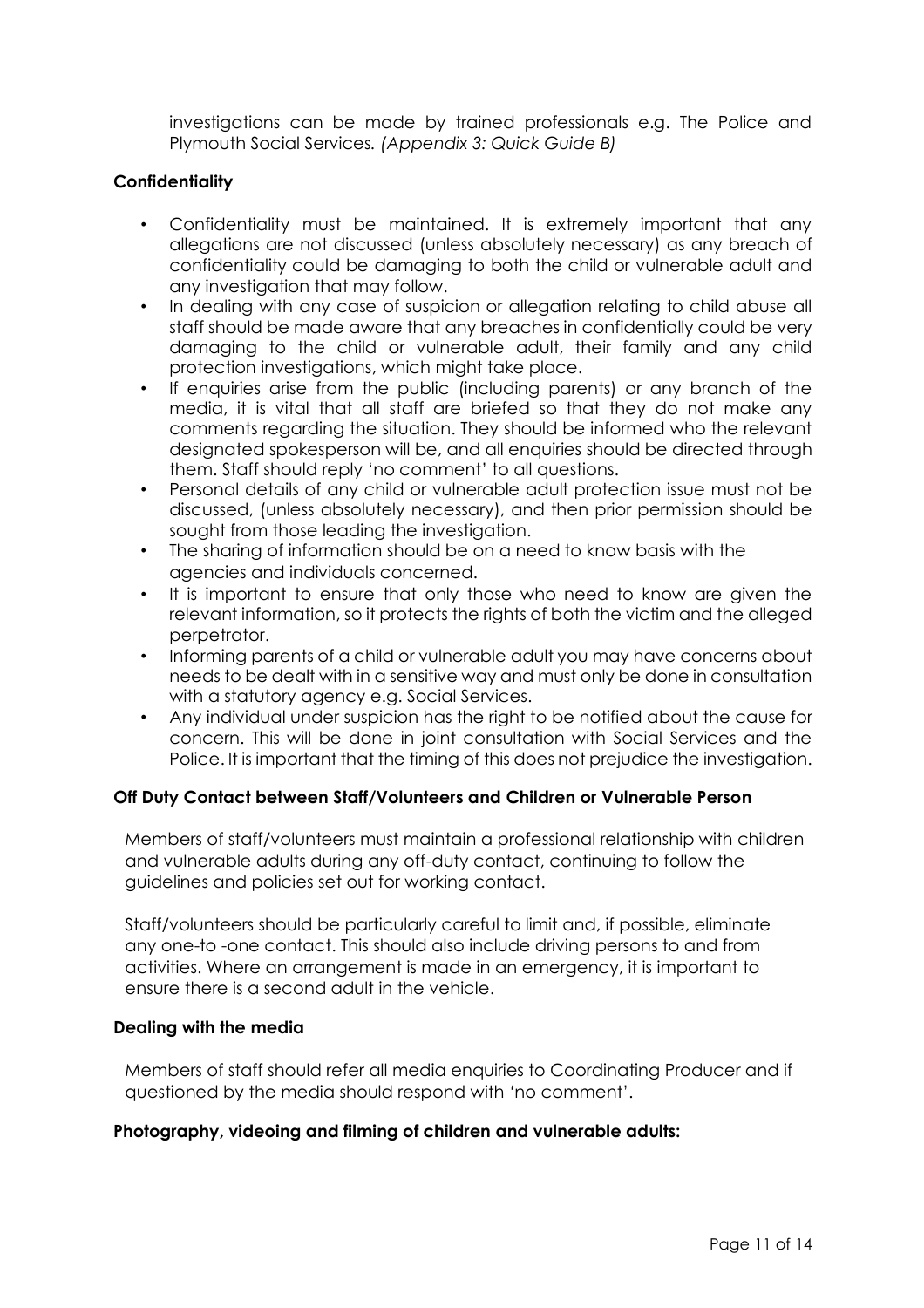investigations can be made by trained professionals e.g. The Police and Plymouth Social Services. *(Appendix 3: Quick Guide B)*

**Confidentiality**

- Confidentiality must be maintained. It is extremely important that any allegations are not discussed (unless absolutely necessary) as any breach of confidentiality could be damaging to both the child or vulnerable adult and any investigation that may follow.
- In dealing with any case of suspicion or allegation relating to child abuse all staff should be made aware that any breaches in confidentially could be very damaging to the child or vulnerable adult, their family and any child protection investigations, which might take place.
- If enquiries arise from the public (including parents) or any branch of the media, it is vital that all staff are briefed so that they do not make any comments regarding the situation. They should be informed who the relevant designated spokesperson will be, and all enquiries should be directed through them. Staff should reply 'no comment' to all questions.
- Personal details of any child or vulnerable adult protection issue must not be discussed, (unless absolutely necessary), and then prior permission should be sought from those leading the investigation.
- The sharing of information should be on a need to know basis with the agencies and individuals concerned.
- It is important to ensure that only those who need to know are given the relevant information, so it protects the rights of both the victim and the alleged perpetrator.
- Informing parents of a child or vulnerable adult you may have concerns about needs to be dealt with in a sensitive way and must only be done in consultation with a statutory agency e.g. Social Services.
- Any individual under suspicion has the right to be notified about the cause for concern. This will be done in joint consultation with Social Services and the Police. It is important that the timing of this does not prejudice the investigation.

**Off Duty Contact between Staff/Volunteers and Children or Vulnerable Person**

Members of staff/volunteers must maintain a professional relationship with children and vulnerable adults during any off-duty contact, continuing to follow the guidelines and policies set out for working contact.

Staff/volunteers should be particularly careful to limit and, if possible, eliminate any one-to -one contact. This should also include driving persons to and from activities. Where an arrangement is made in an emergency, it is important to ensure there is a second adult in the vehicle.

**Dealing with the media**

Members of staff should refer all media enquiries to Coordinating Producer and if questioned by the media should respond with 'no comment'.

**Photography, videoing and filming of children and vulnerable adults:**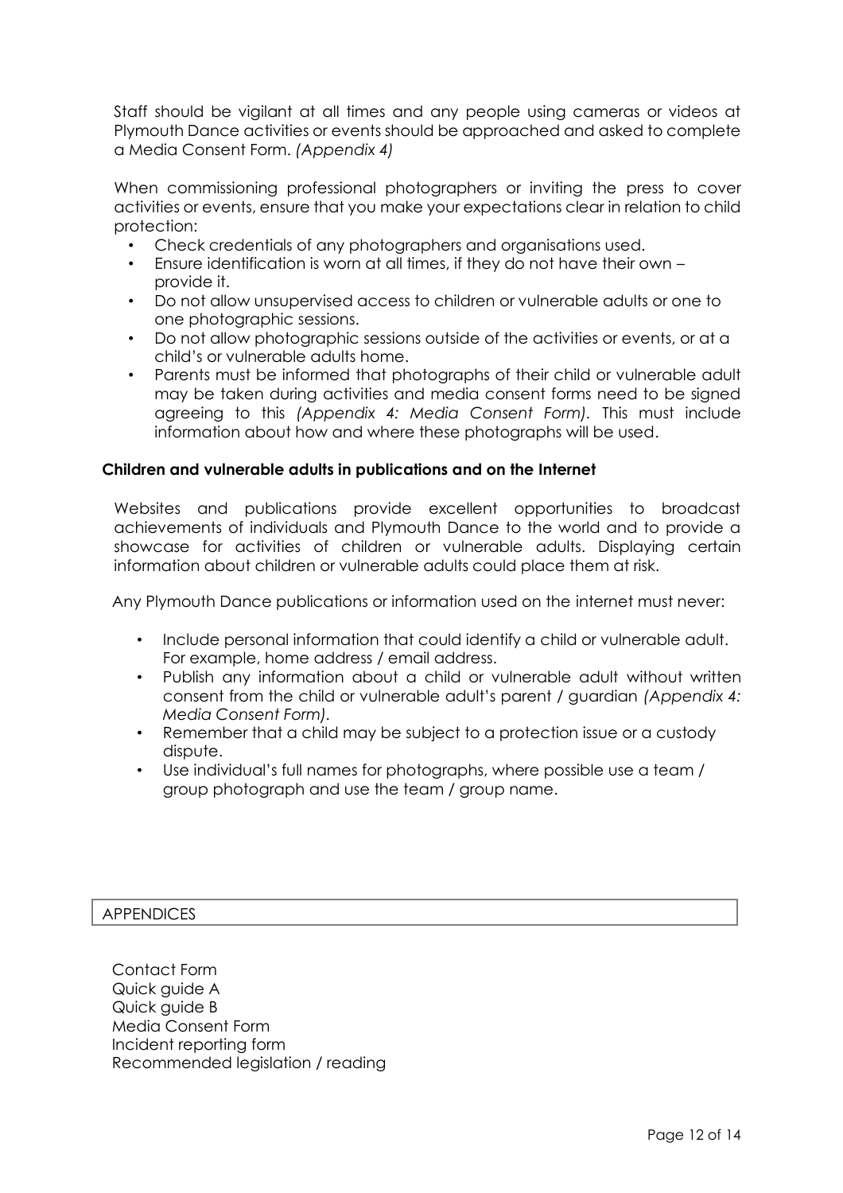Staff should be vigilant at all times and any people using cameras or videos at Plymouth Dance activities or events should be approached and asked to complete a Media Consent Form. *(Appendix 4)*

When commissioning professional photographers or inviting the press to cover activities or events, ensure that you make your expectations clear in relation to child protection:

- Check credentials of any photographers and organisations used.
- Ensure identification is worn at all times, if they do not have their own – provide it.
- Do not allow unsupervised access to children or vulnerable adults or one to one photographic sessions.
- Do not allow photographic sessions outside of the activities or events, or at a child's or vulnerable adults home.
- Parents must be informed that photographs of their child or vulnerable adult may be taken during activities and media consent forms need to be signed agreeing to this *(Appendix 4: Media Consent Form)*. This must include information about how and where these photographs will be used.

**Children and vulnerable adults in publications and on the Internet**

Websites and publications provide excellent opportunities to broadcast achievements of individuals and Plymouth Dance to the world and to provide a showcase for activities of children or vulnerable adults. Displaying certain information about children or vulnerable adults could place them at risk.

Any Plymouth Dance publications or information used on the internet must never:

- Include personal information that could identify a child or vulnerable adult. For example, home address / email address.
- Publish any information about a child or vulnerable adult without written consent from the child or vulnerable adult's parent / guardian *(Appendix 4: Media Consent Form)*.
- Remember that a child may be subject to a protection issue or a custody dispute.
- Use individual's full names for photographs, where possible use a team / group photograph and use the team / group name.

## APPENDICES

Contact Form
Quick guide A
Quick guide B
Media Consent Form
Incident reporting form
Recommended legislation / reading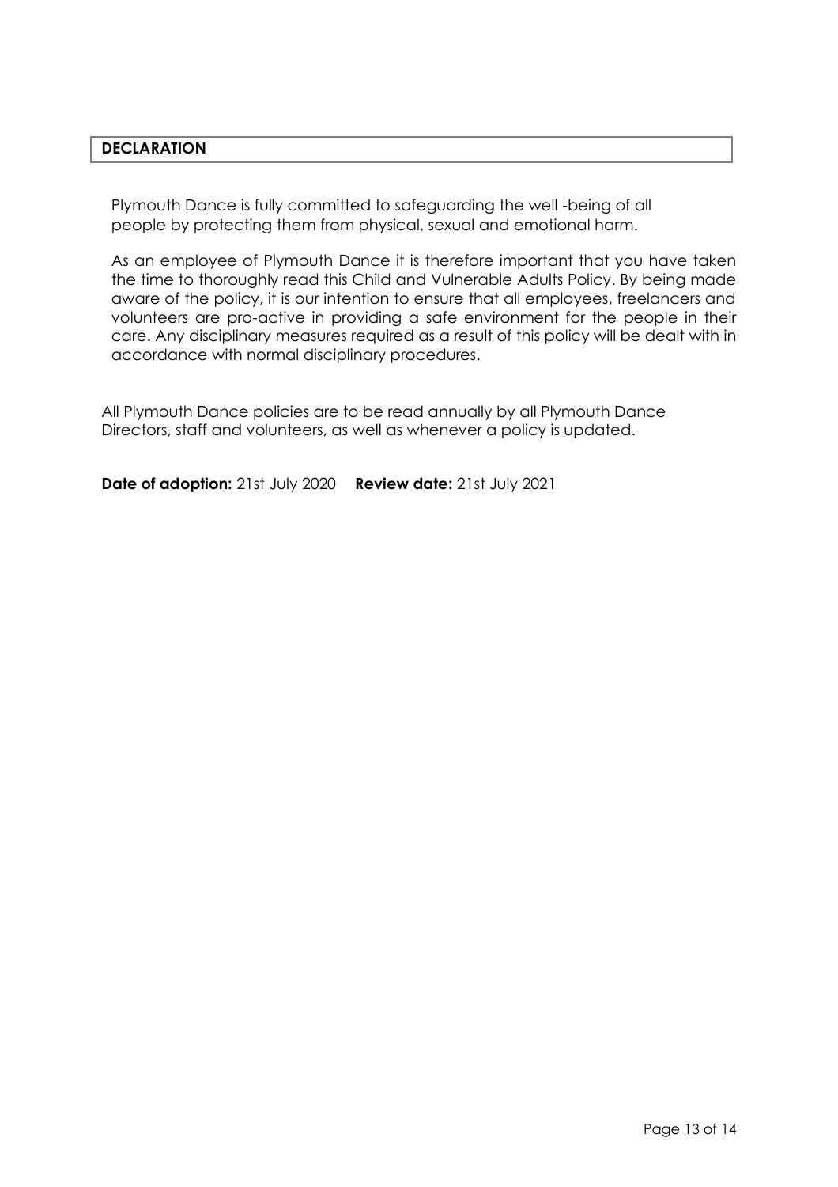## DECLARATION

Plymouth Dance is fully committed to safeguarding the well -being of all people by protecting them from physical, sexual and emotional harm.

As an employee of Plymouth Dance it is therefore important that you have taken the time to thoroughly read this Child and Vulnerable Adults Policy. By being made aware of the policy, it is our intention to ensure that all employees, freelancers and volunteers are pro-active in providing a safe environment for the people in their care. Any disciplinary measures required as a result of this policy will be dealt with in accordance with normal disciplinary procedures.

All Plymouth Dance policies are to be read annually by all Plymouth Dance Directors, staff and volunteers, as well as whenever a policy is updated.

**Date of adoption:** 21st July 2020 **Review date:** 21st July 2021